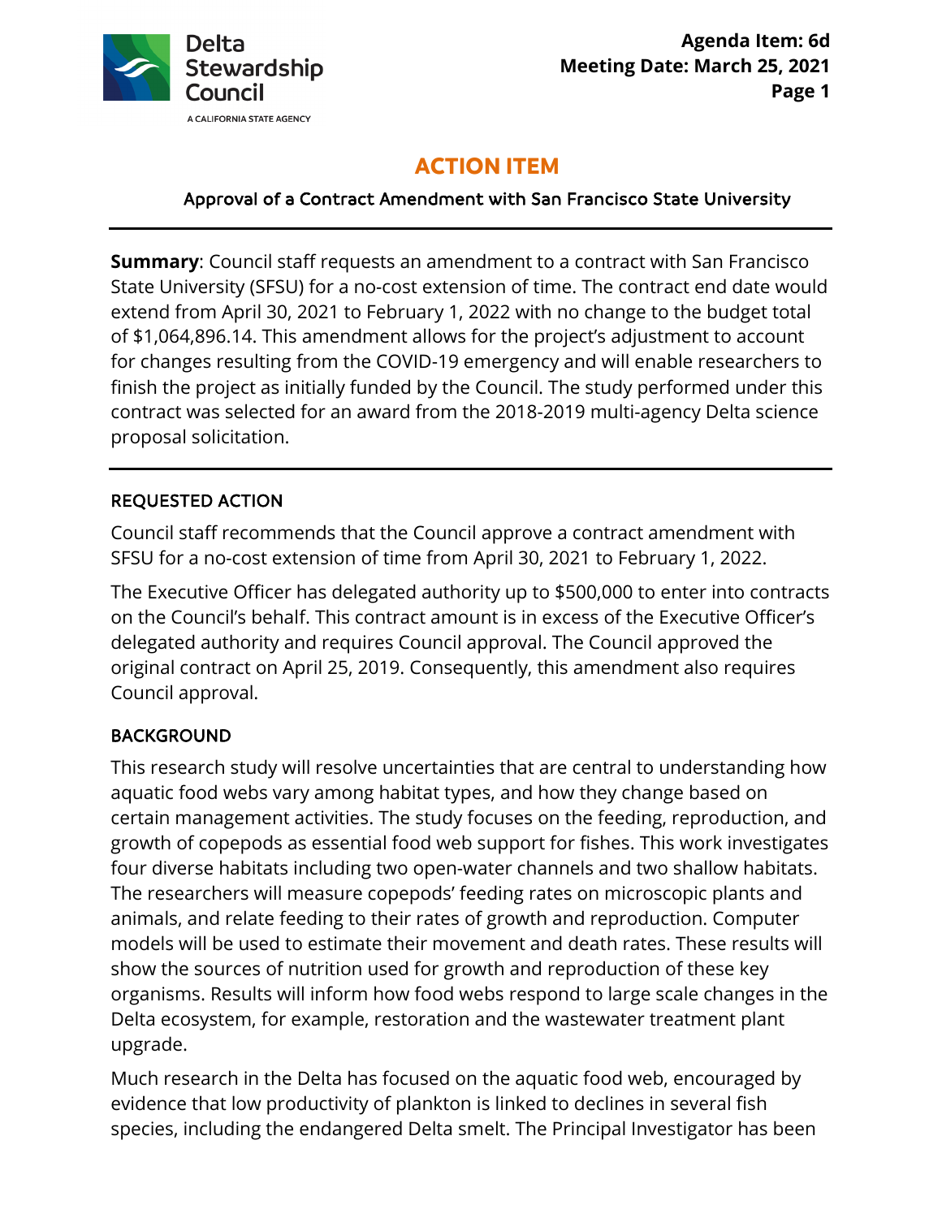Delta Stewardship Council

A CALIFORNIA STATE AGENCY

**Agenda Item: 6d**
**Meeting Date: March 25, 2021**

# ACTION ITEM

## Approval of a Contract Amendment with San Francisco State University

**Summary**: Council staff requests an amendment to a contract with San Francisco State University (SFSU) for a no-cost extension of time. The contract end date would extend from April 30, 2021 to February 1, 2022 with no change to the budget total of $1,064,896.14. This amendment allows for the project's adjustment to account for changes resulting from the COVID-19 emergency and will enable researchers to finish the project as initially funded by the Council. The study performed under this contract was selected for an award from the 2018-2019 multi-agency Delta science proposal solicitation.

### REQUESTED ACTION

Council staff recommends that the Council approve a contract amendment with SFSU for a no-cost extension of time from April 30, 2021 to February 1, 2022.

The Executive Officer has delegated authority up to $500,000 to enter into contracts on the Council's behalf. This contract amount is in excess of the Executive Officer's delegated authority and requires Council approval. The Council approved the original contract on April 25, 2019. Consequently, this amendment also requires Council approval.

### BACKGROUND

This research study will resolve uncertainties that are central to understanding how aquatic food webs vary among habitat types, and how they change based on certain management activities. The study focuses on the feeding, reproduction, and growth of copepods as essential food web support for fishes. This work investigates four diverse habitats including two open-water channels and two shallow habitats. The researchers will measure copepods' feeding rates on microscopic plants and animals, and relate feeding to their rates of growth and reproduction. Computer models will be used to estimate their movement and death rates. These results will show the sources of nutrition used for growth and reproduction of these key organisms. Results will inform how food webs respond to large scale changes in the Delta ecosystem, for example, restoration and the wastewater treatment plant upgrade.

Much research in the Delta has focused on the aquatic food web, encouraged by evidence that low productivity of plankton is linked to declines in several fish species, including the endangered Delta smelt. The Principal Investigator has been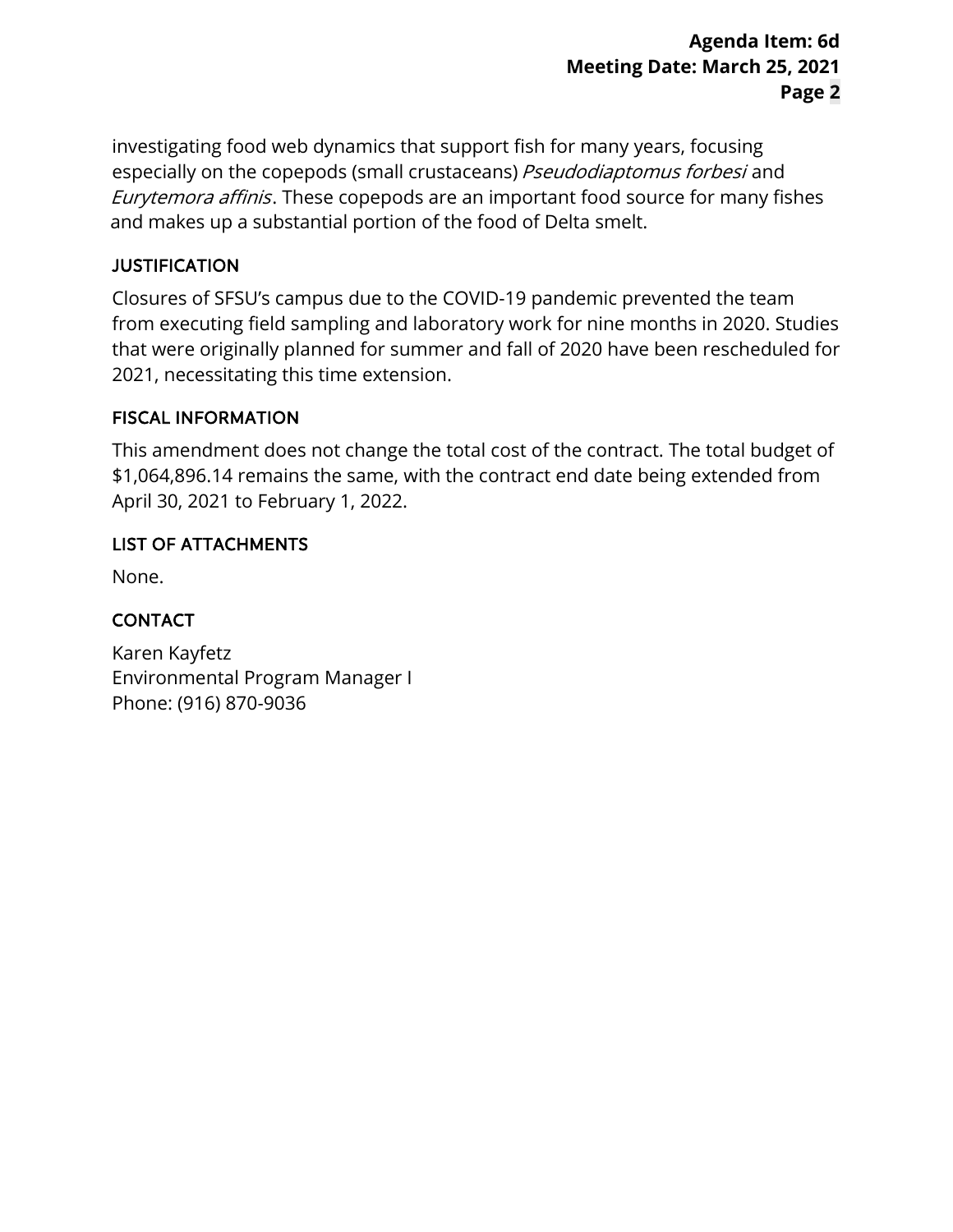investigating food web dynamics that support fish for many years, focusing especially on the copepods (small crustaceans) *Pseudodiaptomus forbesi* and *Eurytemora affinis*. These copepods are an important food source for many fishes and makes up a substantial portion of the food of Delta smelt.

## JUSTIFICATION

Closures of SFSU's campus due to the COVID-19 pandemic prevented the team from executing field sampling and laboratory work for nine months in 2020. Studies that were originally planned for summer and fall of 2020 have been rescheduled for 2021, necessitating this time extension.

## FISCAL INFORMATION

This amendment does not change the total cost of the contract. The total budget of $1,064,896.14 remains the same, with the contract end date being extended from April 30, 2021 to February 1, 2022.

## LIST OF ATTACHMENTS

None.

## CONTACT

Karen Kayfetz
Environmental Program Manager I
Phone: (916) 870-9036